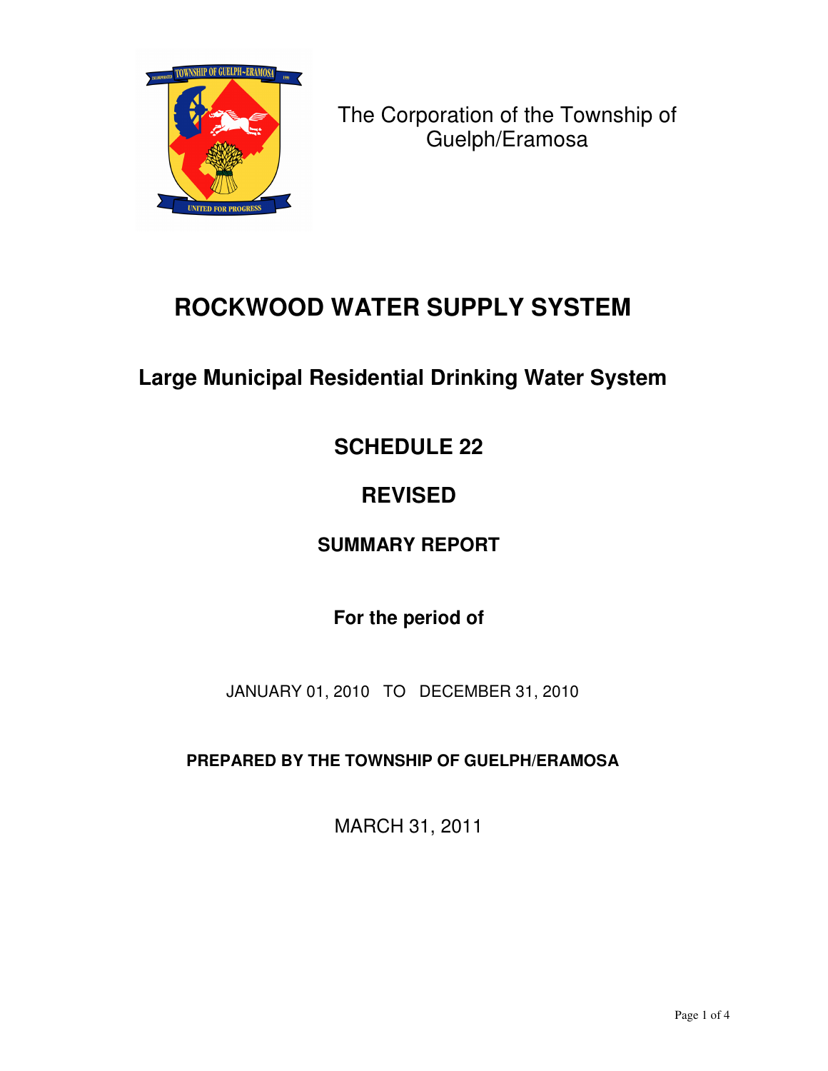The Corporation of the Township of Guelph/Eramosa

# ROCKWOOD WATER SUPPLY SYSTEM

## Large Municipal Residential Drinking Water System

## SCHEDULE 22

## REVISED

### SUMMARY REPORT

### For the period of

JANUARY 01, 2010 TO DECEMBER 31, 2010

**PREPARED BY THE TOWNSHIP OF GUELPH/ERAMOSA**

MARCH 31, 2011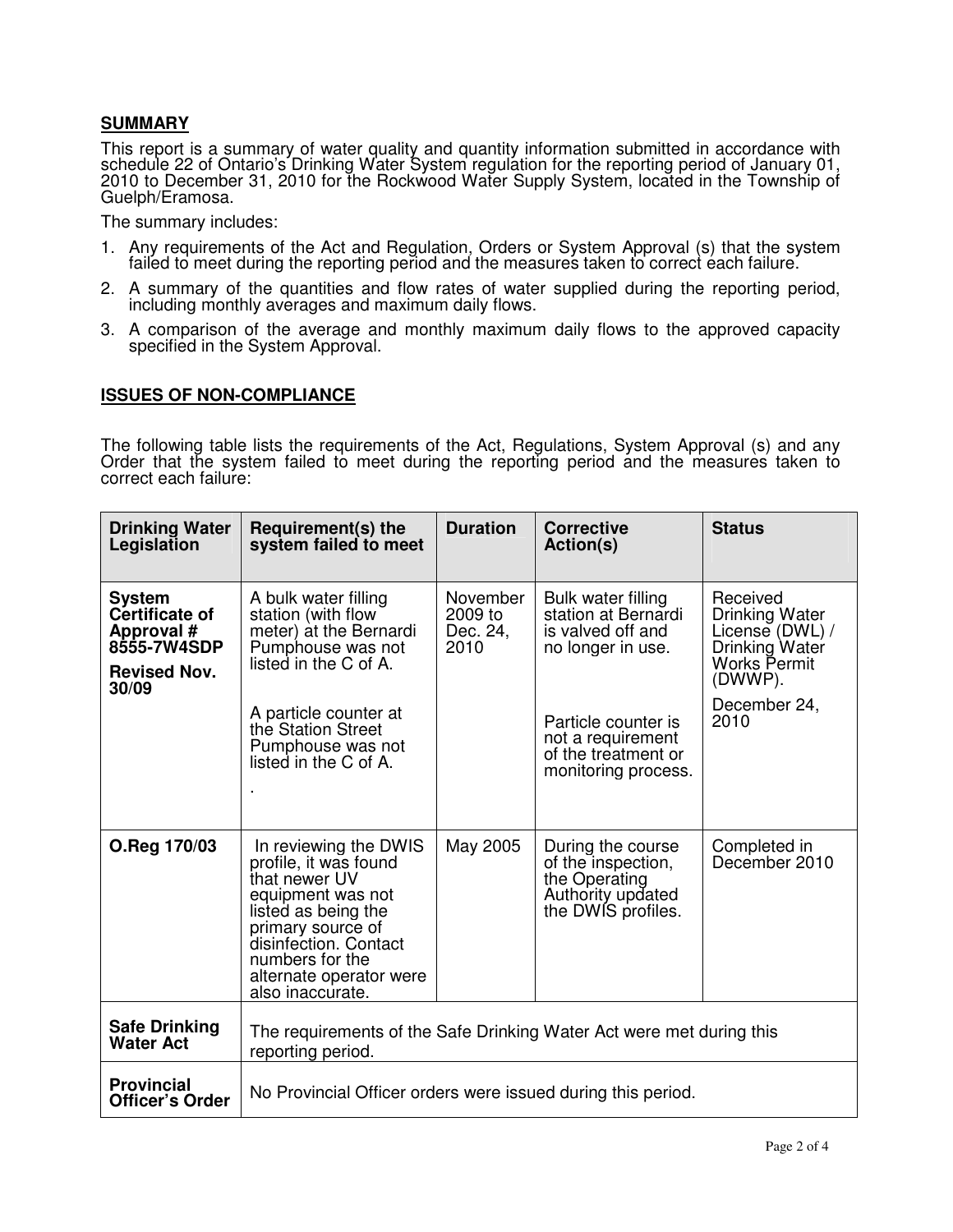## SUMMARY

This report is a summary of water quality and quantity information submitted in accordance with schedule 22 of Ontario's Drinking Water System regulation for the reporting period of January 01, 2010 to December 31, 2010 for the Rockwood Water Supply System, located in the Township of Guelph/Eramosa.

The summary includes:

1. Any requirements of the Act and Regulation, Orders or System Approval (s) that the system failed to meet during the reporting period and the measures taken to correct each failure.
2. A summary of the quantities and flow rates of water supplied during the reporting period, including monthly averages and maximum daily flows.
3. A comparison of the average and monthly maximum daily flows to the approved capacity specified in the System Approval.

## ISSUES OF NON-COMPLIANCE

The following table lists the requirements of the Act, Regulations, System Approval (s) and any Order that the system failed to meet during the reporting period and the measures taken to correct each failure:

| Drinking Water Legislation | Requirement(s) the system failed to meet | Duration | Corrective Action(s) | Status |
|---|---|---|---|---|
| **System Certificate of Approval # 8555-7W4SDP** **Revised Nov. 30/09** | A bulk water filling station (with flow meter) at the Bernardi Pumphouse was not listed in the C of A. A particle counter at the Station Street Pumphouse was not listed in the C of A. . | November 2009 to Dec. 24, 2010 | Bulk water filling station at Bernardi is valved off and no longer in use. Particle counter is not a requirement of the treatment or monitoring process. | Received Drinking Water License (DWL) / Drinking Water Works Permit (DWWP). December 24, 2010 |
| **O.Reg 170/03** | In reviewing the DWIS profile, it was found that newer UV equipment was not listed as being the primary source of disinfection. Contact numbers for the alternate operator were also inaccurate. | May 2005 | During the course of the inspection, the Operating Authority updated the DWIS profiles. | Completed in December 2010 |
| **Safe Drinking Water Act** | The requirements of the Safe Drinking Water Act were met during this reporting period. | | | |
| **Provincial Officer's Order** | No Provincial Officer orders were issued during this period. | | | |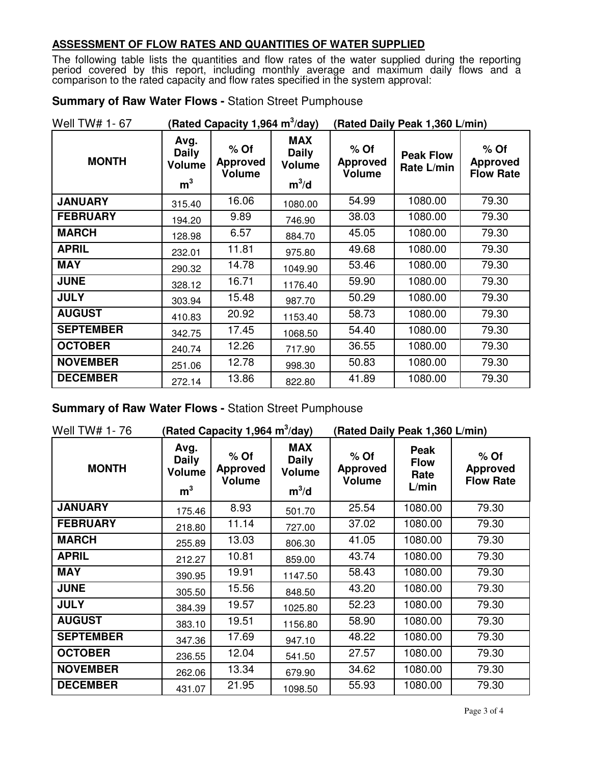**ASSESSMENT OF FLOW RATES AND QUANTITIES OF WATER SUPPLIED**

The following table lists the quantities and flow rates of the water supplied during the reporting period covered by this report, including monthly average and maximum daily flows and a comparison to the rated capacity and flow rates specified in the system approval:

### **Summary of Raw Water Flows -** Station Street Pumphouse

Well TW# 1- 67 **(Rated Capacity 1,964 $m^3$/day) (Rated Daily Peak 1,360 L/min)**

| MONTH | Avg. Daily Volume $m^3$ | % Of Approved Volume | MAX Daily Volume $m^3$/d | % Of Approved Volume | Peak Flow Rate L/min | % Of Approved Flow Rate |
|---|---|---|---|---|---|---|
| JANUARY | 315.40 | 16.06 | 1080.00 | 54.99 | 1080.00 | 79.30 |
| FEBRUARY | 194.20 | 9.89 | 746.90 | 38.03 | 1080.00 | 79.30 |
| MARCH | 128.98 | 6.57 | 884.70 | 45.05 | 1080.00 | 79.30 |
| APRIL | 232.01 | 11.81 | 975.80 | 49.68 | 1080.00 | 79.30 |
| MAY | 290.32 | 14.78 | 1049.90 | 53.46 | 1080.00 | 79.30 |
| JUNE | 328.12 | 16.71 | 1176.40 | 59.90 | 1080.00 | 79.30 |
| JULY | 303.94 | 15.48 | 987.70 | 50.29 | 1080.00 | 79.30 |
| AUGUST | 410.83 | 20.92 | 1153.40 | 58.73 | 1080.00 | 79.30 |
| SEPTEMBER | 342.75 | 17.45 | 1068.50 | 54.40 | 1080.00 | 79.30 |
| OCTOBER | 240.74 | 12.26 | 717.90 | 36.55 | 1080.00 | 79.30 |
| NOVEMBER | 251.06 | 12.78 | 998.30 | 50.83 | 1080.00 | 79.30 |
| DECEMBER | 272.14 | 13.86 | 822.80 | 41.89 | 1080.00 | 79.30 |

### **Summary of Raw Water Flows -** Station Street Pumphouse

Well TW# 1- 76 **(Rated Capacity 1,964 $m^3$/day) (Rated Daily Peak 1,360 L/min)**

| MONTH | Avg. Daily Volume $m^3$ | % Of Approved Volume | MAX Daily Volume $m^3$/d | % Of Approved Volume | Peak Flow Rate L/min | % Of Approved Flow Rate |
|---|---|---|---|---|---|---|
| JANUARY | 175.46 | 8.93 | 501.70 | 25.54 | 1080.00 | 79.30 |
| FEBRUARY | 218.80 | 11.14 | 727.00 | 37.02 | 1080.00 | 79.30 |
| MARCH | 255.89 | 13.03 | 806.30 | 41.05 | 1080.00 | 79.30 |
| APRIL | 212.27 | 10.81 | 859.00 | 43.74 | 1080.00 | 79.30 |
| MAY | 390.95 | 19.91 | 1147.50 | 58.43 | 1080.00 | 79.30 |
| JUNE | 305.50 | 15.56 | 848.50 | 43.20 | 1080.00 | 79.30 |
| JULY | 384.39 | 19.57 | 1025.80 | 52.23 | 1080.00 | 79.30 |
| AUGUST | 383.10 | 19.51 | 1156.80 | 58.90 | 1080.00 | 79.30 |
| SEPTEMBER | 347.36 | 17.69 | 947.10 | 48.22 | 1080.00 | 79.30 |
| OCTOBER | 236.55 | 12.04 | 541.50 | 27.57 | 1080.00 | 79.30 |
| NOVEMBER | 262.06 | 13.34 | 679.90 | 34.62 | 1080.00 | 79.30 |
| DECEMBER | 431.07 | 21.95 | 1098.50 | 55.93 | 1080.00 | 79.30 |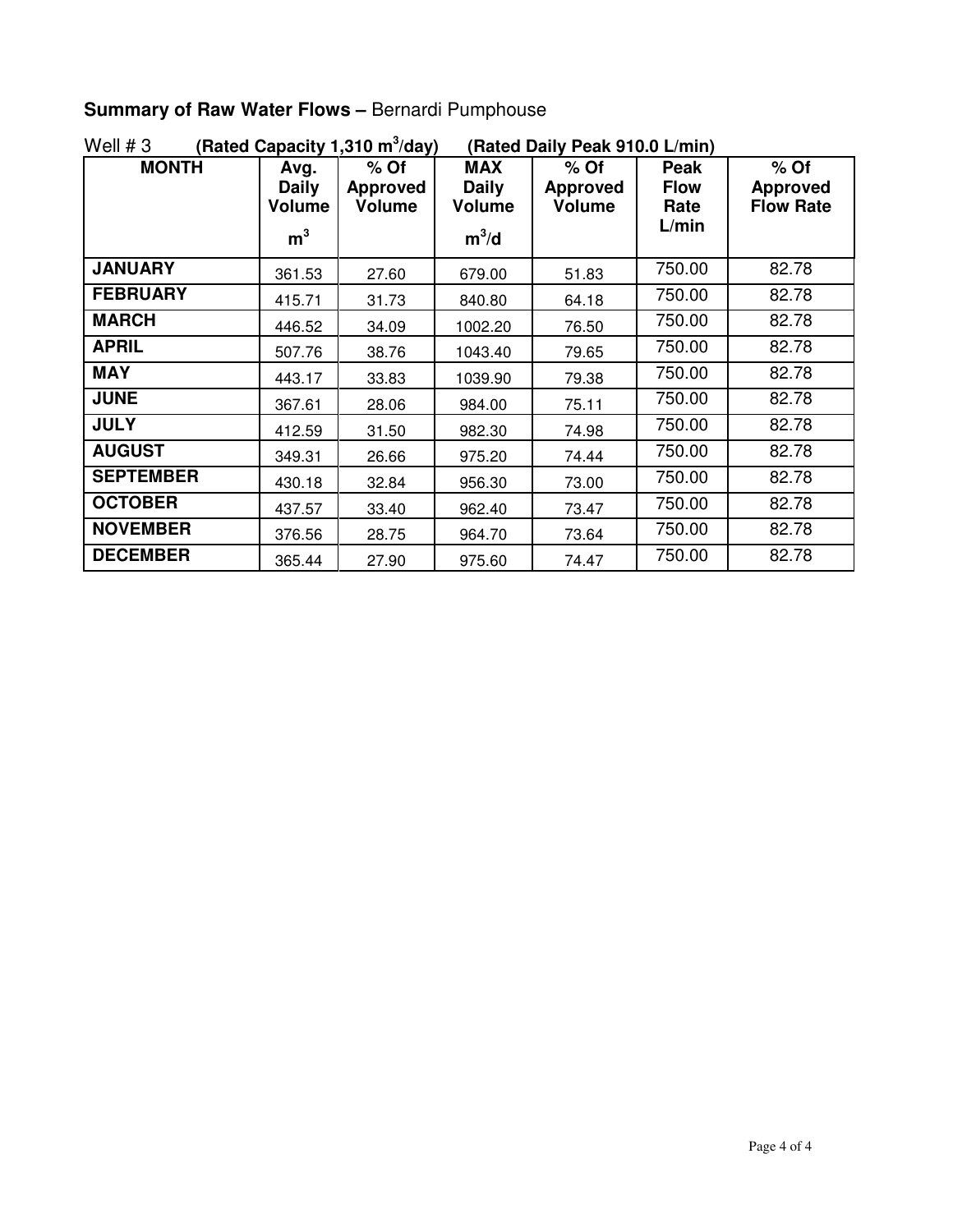**Summary of Raw Water Flows –** Bernardi Pumphouse

Well # 3 **(Rated Capacity 1,310 $m^3$/day) (Rated Daily Peak 910.0 L/min)**

| MONTH | Avg. Daily Volume $m^3$ | % Of Approved Volume | MAX Daily Volume $m^3/d$ | % Of Approved Volume | Peak Flow Rate L/min | % Of Approved Flow Rate |
|---|---|---|---|---|---|---|
| JANUARY | 361.53 | 27.60 | 679.00 | 51.83 | 750.00 | 82.78 |
| FEBRUARY | 415.71 | 31.73 | 840.80 | 64.18 | 750.00 | 82.78 |
| MARCH | 446.52 | 34.09 | 1002.20 | 76.50 | 750.00 | 82.78 |
| APRIL | 507.76 | 38.76 | 1043.40 | 79.65 | 750.00 | 82.78 |
| MAY | 443.17 | 33.83 | 1039.90 | 79.38 | 750.00 | 82.78 |
| JUNE | 367.61 | 28.06 | 984.00 | 75.11 | 750.00 | 82.78 |
| JULY | 412.59 | 31.50 | 982.30 | 74.98 | 750.00 | 82.78 |
| AUGUST | 349.31 | 26.66 | 975.20 | 74.44 | 750.00 | 82.78 |
| SEPTEMBER | 430.18 | 32.84 | 956.30 | 73.00 | 750.00 | 82.78 |
| OCTOBER | 437.57 | 33.40 | 962.40 | 73.47 | 750.00 | 82.78 |
| NOVEMBER | 376.56 | 28.75 | 964.70 | 73.64 | 750.00 | 82.78 |
| DECEMBER | 365.44 | 27.90 | 975.60 | 74.47 | 750.00 | 82.78 |